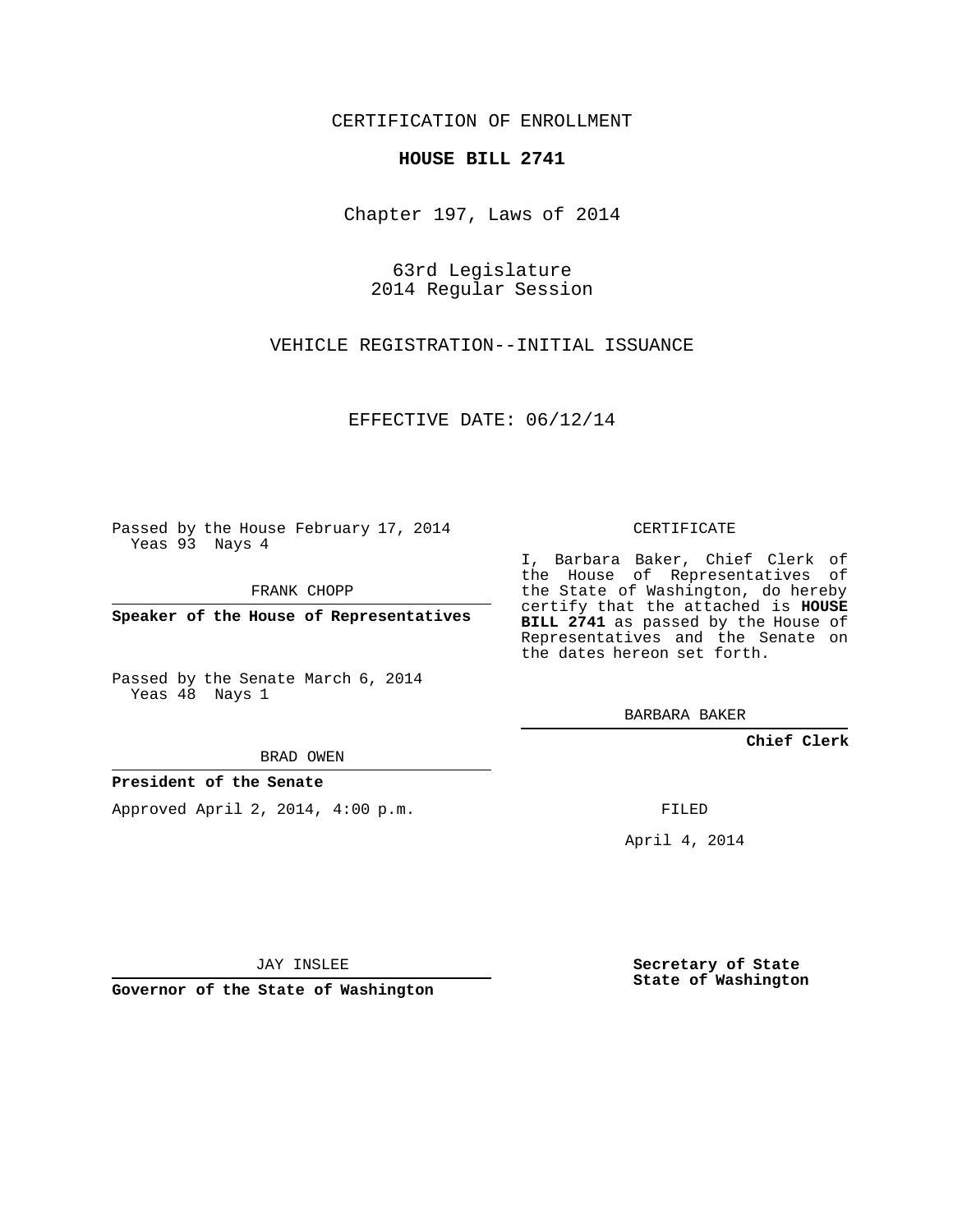CERTIFICATION OF ENROLLMENT

**HOUSE BILL 2741**

Chapter 197, Laws of 2014

63rd Legislature
2014 Regular Session

VEHICLE REGISTRATION--INITIAL ISSUANCE

EFFECTIVE DATE: 06/12/14

Passed by the House February 17, 2014
Yeas 93 Nays 4

FRANK CHOPP

**Speaker of the House of Representatives**

Passed by the Senate March 6, 2014
Yeas 48 Nays 1

BRAD OWEN

**President of the Senate**

Approved April 2, 2014, 4:00 p.m.

JAY INSLEE

**Governor of the State of Washington**

CERTIFICATE

I, Barbara Baker, Chief Clerk of the House of Representatives of the State of Washington, do hereby certify that the attached is **HOUSE BILL 2741** as passed by the House of Representatives and the Senate on the dates hereon set forth.

BARBARA BAKER

**Chief Clerk**

FILED

April 4, 2014

**Secretary of State**
**State of Washington**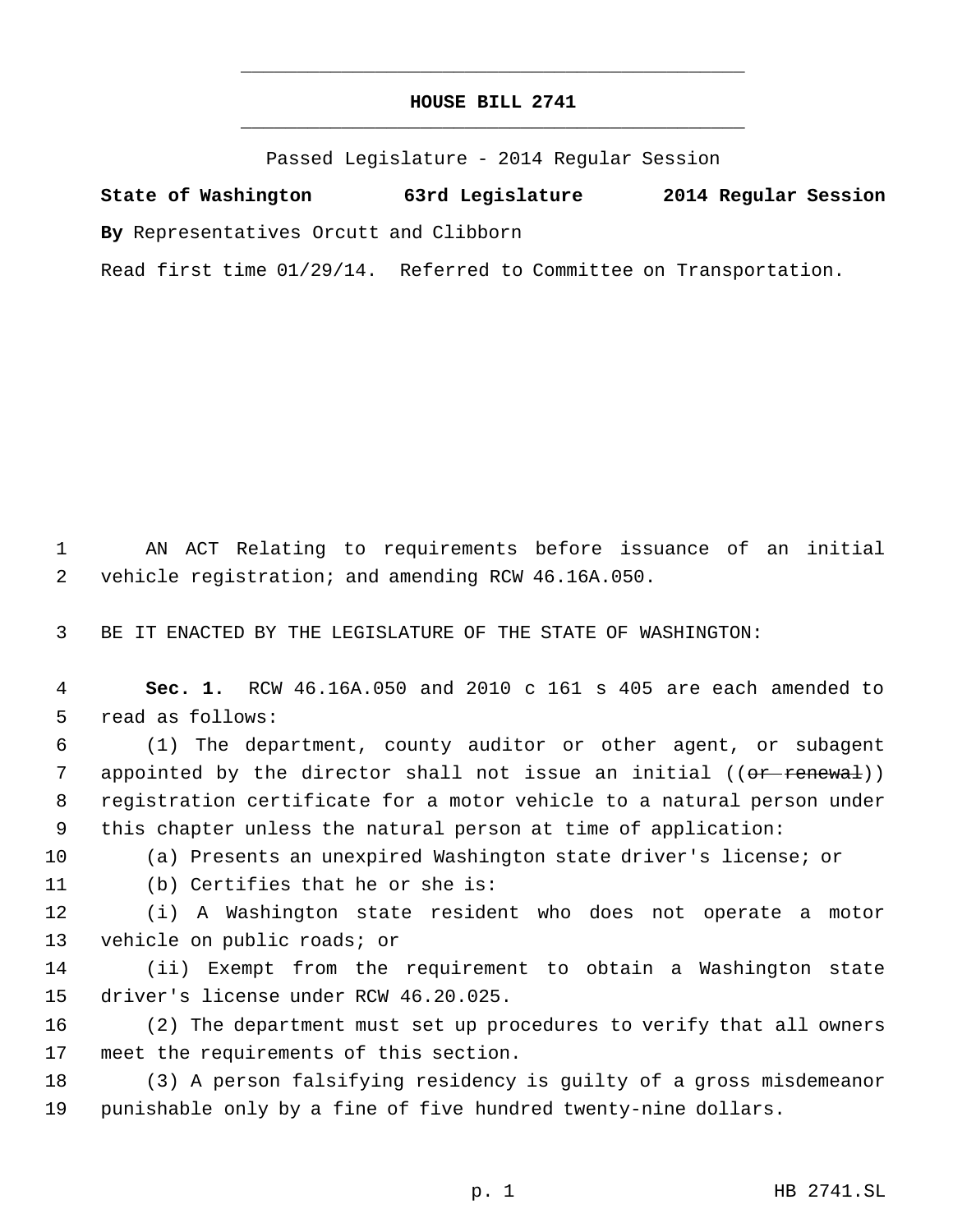# HOUSE BILL 2741

Passed Legislature - 2014 Regular Session

**State of Washington 63rd Legislature 2014 Regular Session**

**By** Representatives Orcutt and Clibborn

Read first time 01/29/14. Referred to Committee on Transportation.

AN ACT Relating to requirements before issuance of an initial vehicle registration; and amending RCW 46.16A.050.

BE IT ENACTED BY THE LEGISLATURE OF THE STATE OF WASHINGTON:

**Sec. 1.** RCW 46.16A.050 and 2010 c 161 s 405 are each amended to read as follows:

(1) The department, county auditor or other agent, or subagent appointed by the director shall not issue an initial ((~~or renewal~~)) registration certificate for a motor vehicle to a natural person under this chapter unless the natural person at time of application:

(a) Presents an unexpired Washington state driver's license; or

(b) Certifies that he or she is:

(i) A Washington state resident who does not operate a motor vehicle on public roads; or

(ii) Exempt from the requirement to obtain a Washington state driver's license under RCW 46.20.025.

(2) The department must set up procedures to verify that all owners meet the requirements of this section.

(3) A person falsifying residency is guilty of a gross misdemeanor punishable only by a fine of five hundred twenty-nine dollars.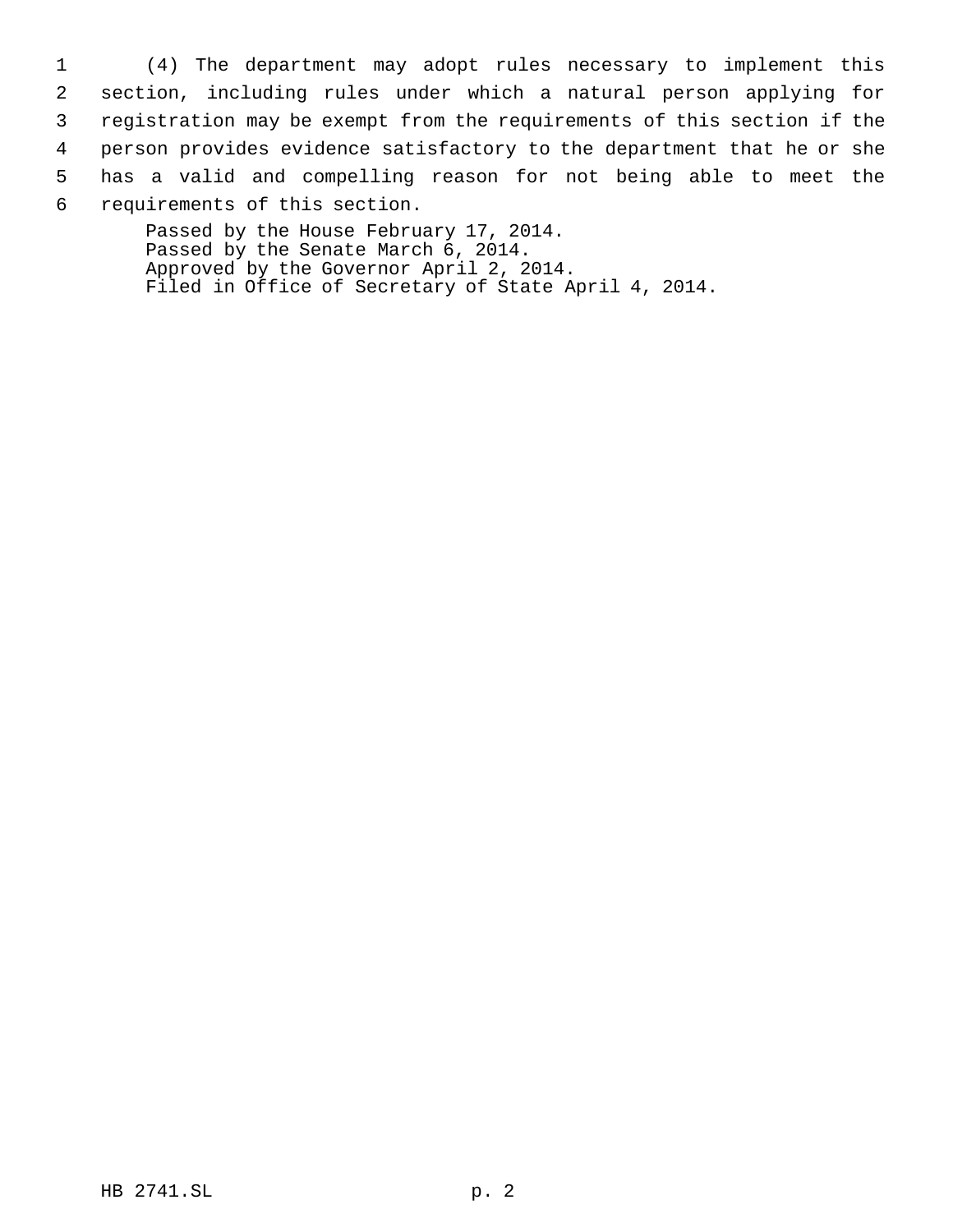(4) The department may adopt rules necessary to implement this section, including rules under which a natural person applying for registration may be exempt from the requirements of this section if the person provides evidence satisfactory to the department that he or she has a valid and compelling reason for not being able to meet the requirements of this section.

Passed by the House February 17, 2014.
Passed by the Senate March 6, 2014.
Approved by the Governor April 2, 2014.
Filed in Office of Secretary of State April 4, 2014.